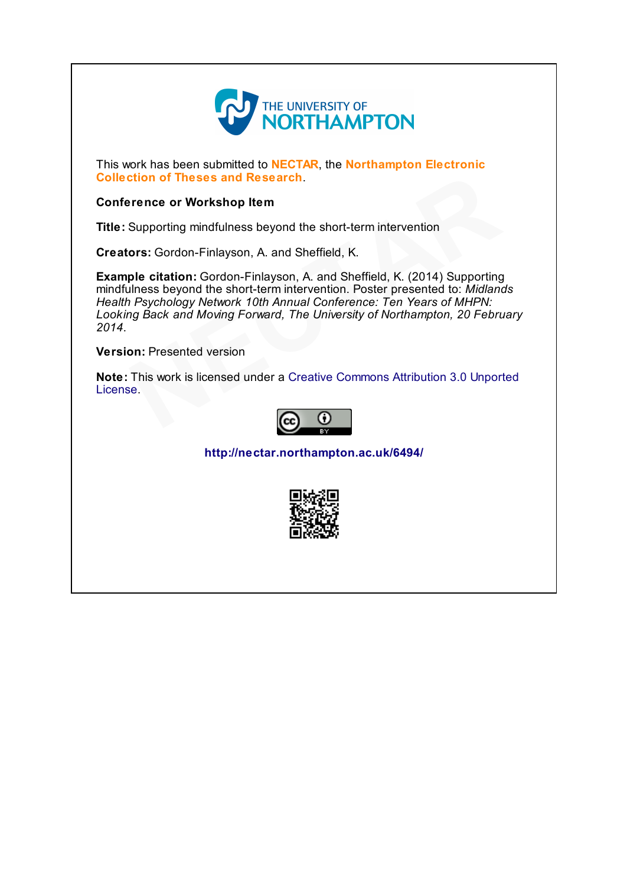THE UNIVERSITY OF NORTHAMPTON

This work has been submitted to **NECTAR**, the **Northampton Electronic Collection of Theses and Research**.

**Conference or Workshop Item**

**Title:** Supporting mindfulness beyond the short-term intervention

**Creators:** Gordon-Finlayson, A. and Sheffield, K.

**Example citation:** Gordon-Finlayson, A. and Sheffield, K. (2014) Supporting mindfulness beyond the short-term intervention. Poster presented to: *Midlands Health Psychology Network 10th Annual Conference: Ten Years of MHPN: Looking Back and Moving Forward, The University of Northampton, 20 February 2014*.

**Version:** Presented version

**Note:** This work is licensed under a Creative Commons Attribution 3.0 Unported License.

**http://nectar.northampton.ac.uk/6494/**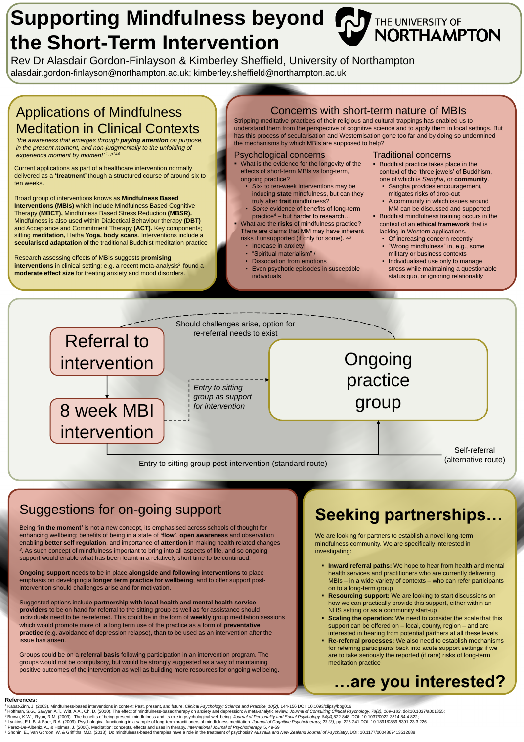# Supporting Mindfulness beyond the Short-Term Intervention

THE UNIVERSITY OF NORTHAMPTON

Rev Dr Alasdair Gordon-Finlayson & Kimberley Sheffield, University of Northampton
alasdair.gordon-finlayson@northampton.ac.uk; kimberley.sheffield@northampton.ac.uk

## Applications of Mindfulness Meditation in Clinical Contexts

*'the awareness that emerges through **paying attention** on purpose, in the present moment, and non-judgmentally to the unfolding of experience moment by moment'* [1, p144]

Current applications as part of a healthcare intervention normally delivered as a **'treatment'** though a structured course of around six to ten weeks.

Broad group of interventions knows as **Mindfulness Based Interventions (MBIs)** which include Mindfulness Based Cognitive Therapy **(MBCT),** Mindfulness Based Stress Reduction **(MBSR).** Mindfulness is also used within Dialectical Behaviour therapy **(DBT)** and Acceptance and Commitment Therapy **(ACT).** Key components; sitting **meditation,** Hatha **Yoga, body scans**. Interventions include a **secularised adaptation** of the traditional Buddhist meditation practice

Research assessing effects of MBIs suggests **promising interventions** in clinical setting; e.g. a recent meta-analysis[2] found a **moderate effect size** for treating anxiety and mood disorders.

## Concerns with short-term nature of MBIs

Stripping meditative practices of their religious and cultural trappings has enabled us to understand them from the perspective of cognitive science and to apply them in local settings. But has this process of secularisation and Westernisation gone too far and by doing so undermined the mechanisms by which MBIs are supposed to help?

### Psychological concerns

- What is the evidence for the longevity of the effects of short-term MBIs vs long-term, ongoing practice?
  - Six- to ten-week interventions may be inducing **state** mindfulness, but can they truly alter **trait** mindfulness?
  - *Some* evidence of benefits of long-term practice[4] – but harder to research…
- What are the **risks** of mindfulness practice? There are claims that MM may have inherent risks if unsupported (if only for some). [5,6]
  - Increase in anxiety
  - "Spiritual materialism" /
  - Dissociation from emotions
  - Even psychotic episodes in susceptible individuals

### Traditional concerns

- Buddhist practice takes place in the context of the 'three jewels' of Buddhism, one of which is *Sangha*, or **community**.
  - Sangha provides encouragement, mitigates risks of drop-out
  - A community in which issues around MM can be discussed and supported
- Buddhist mindfulness training occurs in the context of an **ethical framework** that is lacking in Western applications.
  - Of increasing concern recently
  - "Wrong mindfulness" in, e.g., some military or business contexts
  - Individualised use only to manage stress while maintaining a questionable status quo, or ignoring relationality

Referral to intervention

8 week MBI intervention

Ongoing practice group

Should challenges arise, option for re-referral needs to exist

*Entry to sitting group as support for intervention*

Entry to sitting group post-intervention (standard route)

Self-referral (alternative route)

## Suggestions for on-going support

Being **'in the moment'** is not a new concept, its emphasised across schools of thought for enhancing wellbeing; benefits of being in a state of **'flow'**, **open awareness** and observation enabling **better self regulation**, and importance of **attention** in making health related changes [3]. As such concept of mindfulness important to bring into all aspects of life, and so ongoing support would enable what has been learnt in a relatively short time to be continued.

**Ongoing support** needs to be in place **alongside and following interventions** to place emphasis on developing a **longer term practice for wellbeing**, and to offer support post-intervention should challenges arise and for motivation.

Suggested options include **partnership with local health and mental health service providers** to be on hand for referral to the sitting group as well as for assistance should individuals need to be re-referred. This could be in the form of **weekly** group meditation sessions which would promote more of a long term use of the practice as a form of **preventative practice** (e.g. avoidance of depression relapse), than to be used as an intervention after the issue has arisen.

Groups could be on a **referral basis** following participation in an intervention program. The groups would not be compulsory, but would be strongly suggested as a way of maintaining positive outcomes of the intervention as well as building more resources for ongoing wellbeing.

## Seeking partnerships…

We are looking for partners to establish a novel long-term mindfulness community. We are specifically interested in investigating:

- **Inward referral paths:** We hope to hear from health and mental health services and practitioners who are currently delivering MBIs – in a wide variety of contexts – who can refer participants on to a long-term group
- **Resourcing support:** We are looking to start discussions on how we can practically provide this support, either within an NHS setting or as a community start-up
- **Scaling the operation:** We need to consider the scale that this support can be offered on – local, county, region – and are interested in hearing from potential partners at all these levels
- **Re-referral processes:** We also need to establish mechanisms for referring participants back into acute support settings if we are to take seriously the reported (if rare) risks of long-term meditation practice

**…are you interested?**

**References:**

[1] Kabat-Zinn, J. (2003). Mindfulness-based interventions in context: Past, present, and future. *Clinical Psychology: Science and Practice, 10(2)*, 144-156 DOI: 10.1093/clipsy/bpg016
[2] Hoffman, S.G., Sawyer, A.T., Witt, A.A., Oh, D. (2010). The effect of mindfulness-based therapy on anxiety and depression: A meta-analytic review, *Journal of Consulting Clinical Psychology, 78(2), 169–183*. doi:10.1037/a001855;
[3] Brown, K.W., Ryan, R.M. (2003). The benefits of being present: mindfulness and its role in psychological well-being. *Journal of Personality and Social Psychology, 84(4)*,822-848. DOI: 10.1037/0022-3514.84.4.822;
[4] Lynkins, E.L.B. & Baer, R.A. (2009). Psychological functioning in a sample of long-term practitioners of mindfulness meditation. *Journal of Cognitive Psychotherapy, 23 (3)*, pp. 226-241 DOI: 10.1891/0889-8391.23.3.226
[5] Perez-De-Albeniz, A., & Holmes, J. (2000). Meditation: concepts, effects and uses in therapy. *International Journal of Psychotherapy*, 5, 49-59
[6] Shonin, E., Van Gordon, W. & Griffiths, M.D. (2013). Do mindfulness-based therapies have a role in the treatment of psychosis? *Australia and New Zealand Journal of Psychiatry*, DOI: 10.1177/0004867413512688